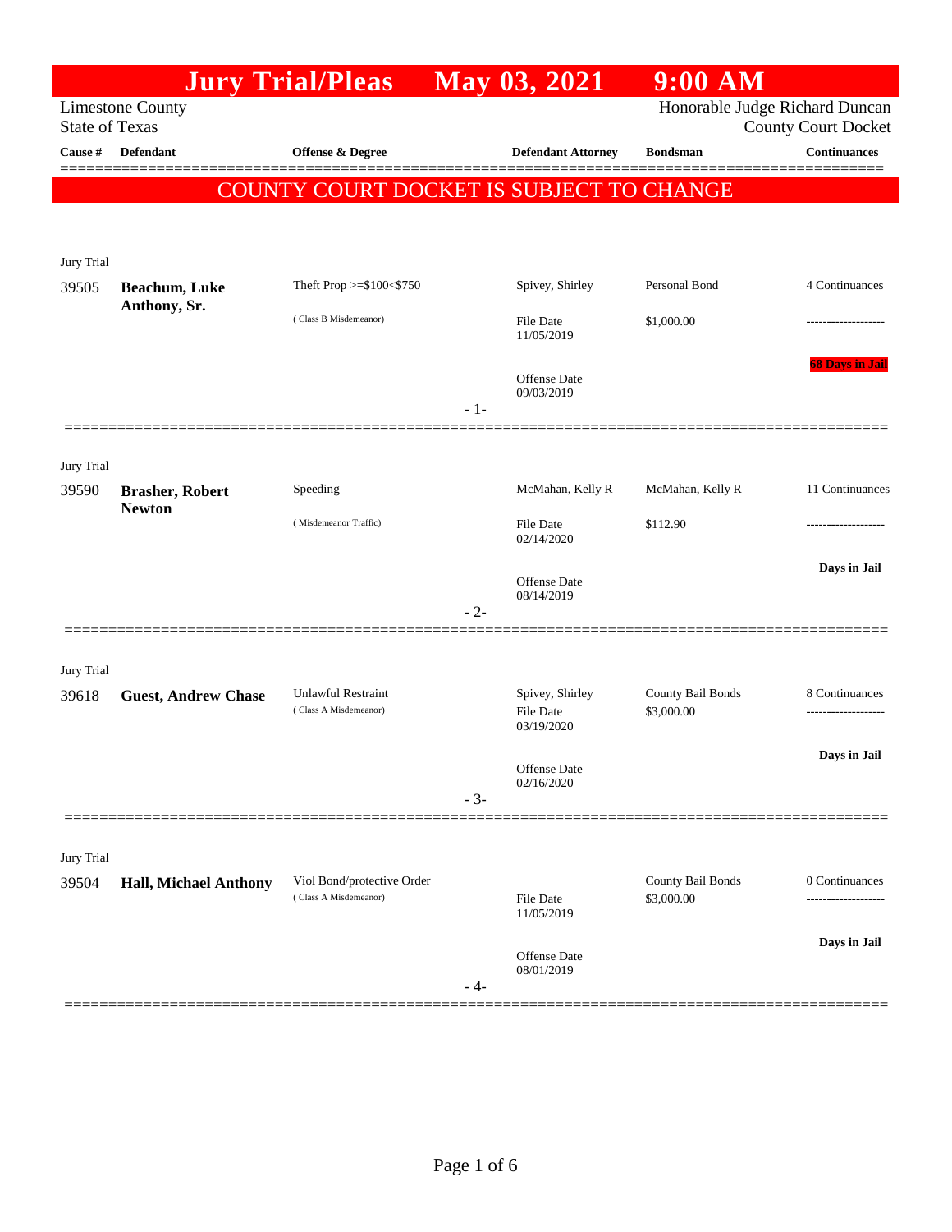# Jury Trial/Pleas May 03, 2021 9:00 AM

Limestone County
State of Texas

Honorable Judge Richard Duncan
County Court Docket

**COUNTY COURT DOCKET IS SUBJECT TO CHANGE**

| Cause # | Defendant | Offense & Degree | Defendant Attorney | Bondsman | Continuances |
|---|---|---|---|---|---|
| Jury Trial | | | | | |
| 39505 | **Beachum, Luke Anthony, Sr.** | Theft Prop >=$100<$750 (Class B Misdemeanor) | Spivey, Shirley<br>File Date 11/05/2019<br>Offense Date 09/03/2019 | Personal Bond<br>$1,000.00 | 4 Continuances<br>-------------------<br>68 Days in Jail |
| Jury Trial | | | | | |
| 39590 | **Brasher, Robert Newton** | Speeding (Misdemeanor Traffic) | McMahan, Kelly R<br>File Date 02/14/2020<br>Offense Date 08/14/2019 | McMahan, Kelly R<br>$112.90 | 11 Continuances<br>-------------------<br>Days in Jail |
| Jury Trial | | | | | |
| 39618 | **Guest, Andrew Chase** | Unlawful Restraint (Class A Misdemeanor) | Spivey, Shirley<br>File Date 03/19/2020<br>Offense Date 02/16/2020 | County Bail Bonds<br>$3,000.00 | 8 Continuances<br>-------------------<br>Days in Jail |
| Jury Trial | | | | | |
| 39504 | **Hall, Michael Anthony** | Viol Bond/protective Order (Class A Misdemeanor) | File Date 11/05/2019<br>Offense Date 08/01/2019 | County Bail Bonds<br>$3,000.00 | 0 Continuances<br>-------------------<br>Days in Jail |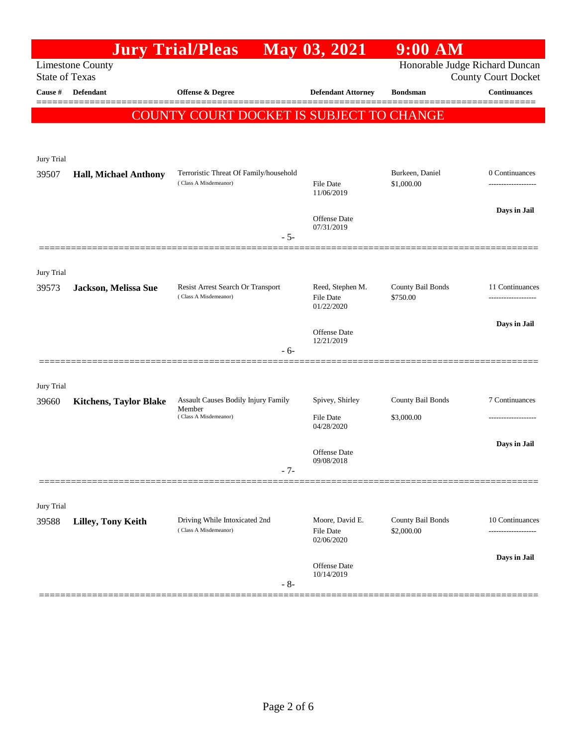# Jury Trial/Pleas May 03, 2021 9:00 AM

Limestone County
State of Texas

Honorable Judge Richard Duncan
County Court Docket

**COUNTY COURT DOCKET IS SUBJECT TO CHANGE**

| Cause # | Defendant | Offense & Degree | Defendant Attorney | Bondsman | Continuances |
|---|---|---|---|---|---|
| Jury Trial | | | | | |
| 39507 | **Hall, Michael Anthony** | Terroristic Threat Of Family/household (Class A Misdemeanor) | File Date 11/06/2019<br>Offense Date 07/31/2019 | Burkeen, Daniel<br>$1,000.00 | 0 Continuances<br>Days in Jail |
| | | - 5- | | | |
| Jury Trial | | | | | |
| 39573 | **Jackson, Melissa Sue** | Resist Arrest Search Or Transport (Class A Misdemeanor) | Reed, Stephen M.<br>File Date 01/22/2020<br>Offense Date 12/21/2019 | County Bail Bonds<br>$750.00 | 11 Continuances<br>Days in Jail |
| | | - 6- | | | |
| Jury Trial | | | | | |
| 39660 | **Kitchens, Taylor Blake** | Assault Causes Bodily Injury Family Member (Class A Misdemeanor) | Spivey, Shirley<br>File Date 04/28/2020<br>Offense Date 09/08/2018 | County Bail Bonds<br>$3,000.00 | 7 Continuances<br>Days in Jail |
| | | - 7- | | | |
| Jury Trial | | | | | |
| 39588 | **Lilley, Tony Keith** | Driving While Intoxicated 2nd (Class A Misdemeanor) | Moore, David E.<br>File Date 02/06/2020<br>Offense Date 10/14/2019 | County Bail Bonds<br>$2,000.00 | 10 Continuances<br>Days in Jail |
| | | - 8- | | | |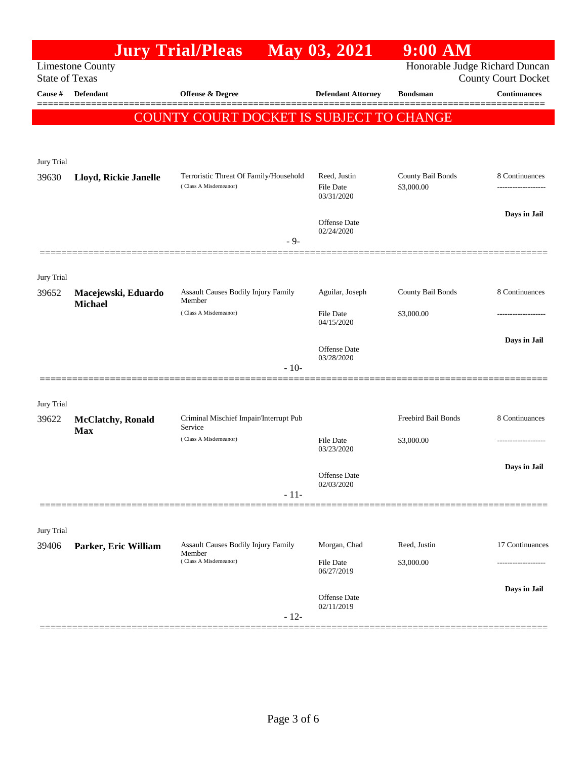# Jury Trial/Pleas May 03, 2021 9:00 AM

Limestone County
State of Texas

Honorable Judge Richard Duncan
County Court Docket

**COUNTY COURT DOCKET IS SUBJECT TO CHANGE**

| Cause # | Defendant | Offense & Degree | Defendant Attorney | Bondsman | Continuances |
|---|---|---|---|---|---|
| Jury Trial | | | | | |
| 39630 | **Lloyd, Rickie Janelle** | Terroristic Threat Of Family/Household (Class A Misdemeanor) | Reed, Justin<br>File Date 03/31/2020<br>Offense Date 02/24/2020 | County Bail Bonds<br>$3,000.00 | 8 Continuances<br>-------------------<br>**Days in Jail** |
| | | - 9- | | | |
| Jury Trial | | | | | |
| 39652 | **Macejewski, Eduardo Michael** | Assault Causes Bodily Injury Family Member (Class A Misdemeanor) | Aguilar, Joseph<br>File Date 04/15/2020<br>Offense Date 03/28/2020 | County Bail Bonds<br>$3,000.00 | 8 Continuances<br>-------------------<br>**Days in Jail** |
| | | - 10- | | | |
| Jury Trial | | | | | |
| 39622 | **McClatchy, Ronald Max** | Criminal Mischief Impair/Interrupt Pub Service (Class A Misdemeanor) | File Date 03/23/2020<br>Offense Date 02/03/2020 | Freebird Bail Bonds<br>$3,000.00 | 8 Continuances<br>-------------------<br>**Days in Jail** |
| | | - 11- | | | |
| Jury Trial | | | | | |
| 39406 | **Parker, Eric William** | Assault Causes Bodily Injury Family Member (Class A Misdemeanor) | Morgan, Chad<br>File Date 06/27/2019<br>Offense Date 02/11/2019 | Reed, Justin<br>$3,000.00 | 17 Continuances<br>-------------------<br>**Days in Jail** |
| | | - 12- | | | |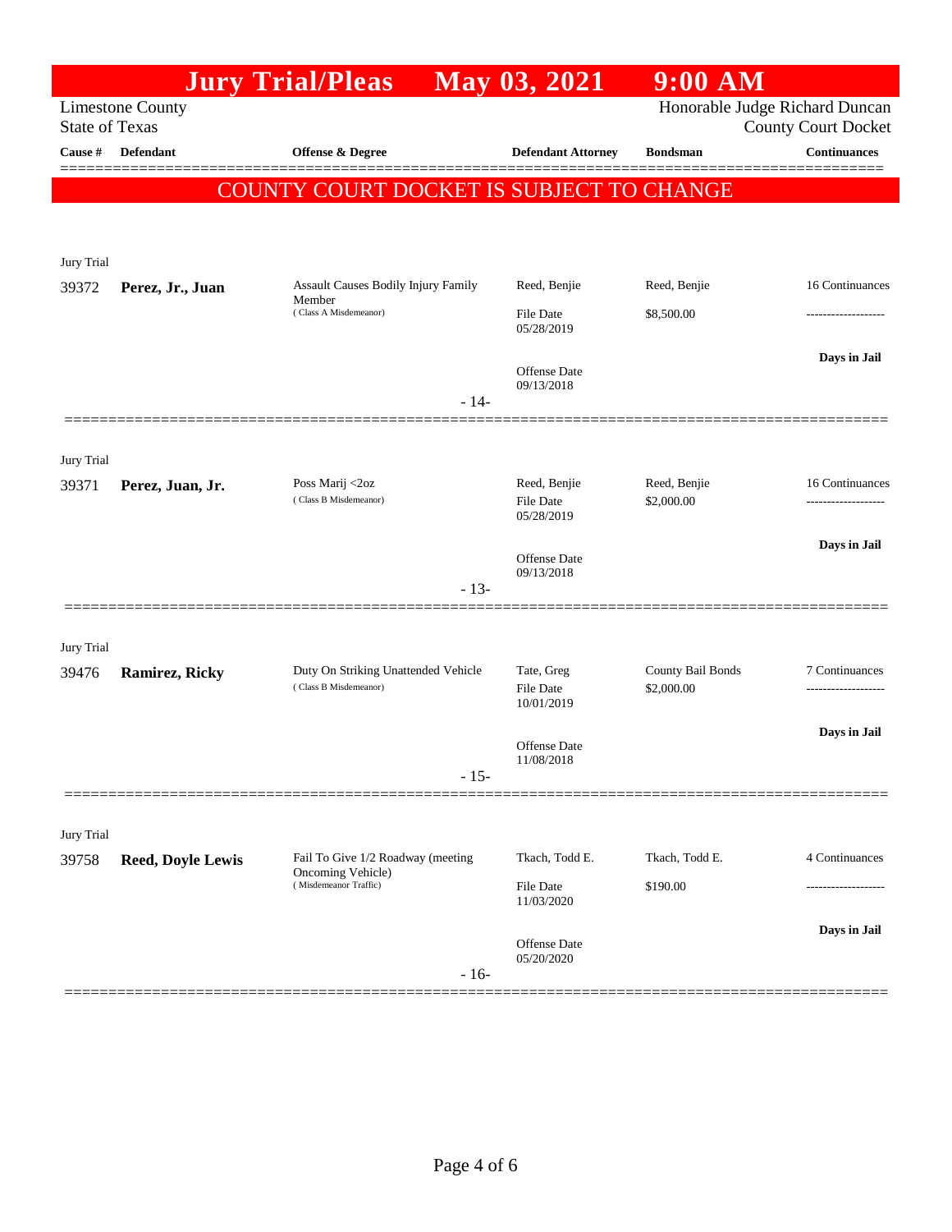# Jury Trial/Pleas May 03, 2021 9:00 AM

Limestone County
State of Texas

Honorable Judge Richard Duncan
County Court Docket

| Cause # | Defendant | Offense & Degree | Defendant Attorney | Bondsman | Continuances |
|---|---|---|---|---|---|

**COUNTY COURT DOCKET IS SUBJECT TO CHANGE**

Jury Trial

| Cause # | Defendant | Offense & Degree | Defendant Attorney | Bondsman | Continuances |
|---|---|---|---|---|---|
| 39372 | **Perez, Jr., Juan** | Assault Causes Bodily Injury Family Member (Class A Misdemeanor) | Reed, Benjie | Reed, Benjie | 16 Continuances |
| | | | File Date 05/28/2019 | $8,500.00 | ------------------- |
| | | | Offense Date 09/13/2018 | | **Days in Jail** |

- 14-

Jury Trial

| Cause # | Defendant | Offense & Degree | Defendant Attorney | Bondsman | Continuances |
|---|---|---|---|---|---|
| 39371 | **Perez, Juan, Jr.** | Poss Marij <2oz (Class B Misdemeanor) | Reed, Benjie | Reed, Benjie | 16 Continuances |
| | | | File Date 05/28/2019 | $2,000.00 | ------------------- |
| | | | Offense Date 09/13/2018 | | **Days in Jail** |

- 13-

Jury Trial

| Cause # | Defendant | Offense & Degree | Defendant Attorney | Bondsman | Continuances |
|---|---|---|---|---|---|
| 39476 | **Ramirez, Ricky** | Duty On Striking Unattended Vehicle (Class B Misdemeanor) | Tate, Greg | County Bail Bonds | 7 Continuances |
| | | | File Date 10/01/2019 | $2,000.00 | ------------------- |
| | | | Offense Date 11/08/2018 | | **Days in Jail** |

- 15-

Jury Trial

| Cause # | Defendant | Offense & Degree | Defendant Attorney | Bondsman | Continuances |
|---|---|---|---|---|---|
| 39758 | **Reed, Doyle Lewis** | Fail To Give 1/2 Roadway (meeting Oncoming Vehicle) (Misdemeanor Traffic) | Tkach, Todd E. | Tkach, Todd E. | 4 Continuances |
| | | | File Date 11/03/2020 | $190.00 | ------------------- |
| | | | Offense Date 05/20/2020 | | **Days in Jail** |

- 16-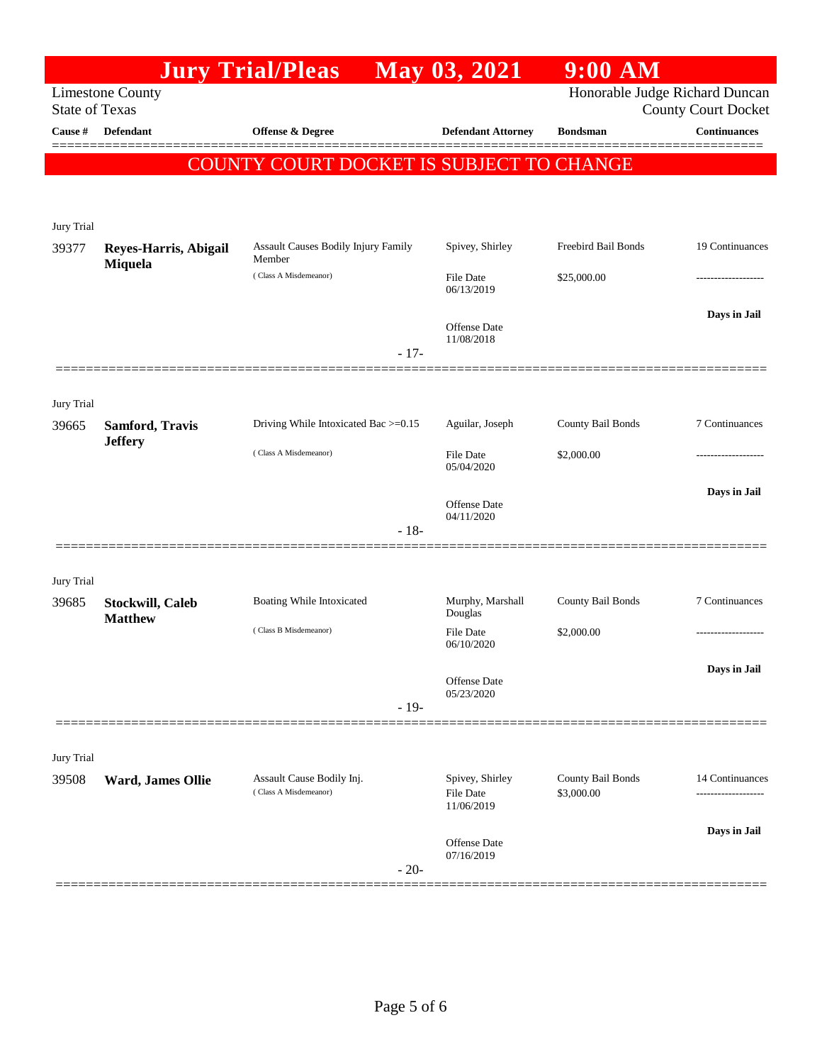# Jury Trial/Pleas May 03, 2021 9:00 AM

Limestone County
State of Texas

Honorable Judge Richard Duncan
County Court Docket

**COUNTY COURT DOCKET IS SUBJECT TO CHANGE**

| Cause # | Defendant | Offense & Degree | Defendant Attorney | Bondsman | Continuances |
|---|---|---|---|---|---|
| Jury Trial | | | | | |
| 39377 | **Reyes-Harris, Abigail Miquela** | Assault Causes Bodily Injury Family Member (Class A Misdemeanor) | Spivey, Shirley<br>File Date 06/13/2019<br>Offense Date 11/08/2018 | Freebird Bail Bonds<br>$25,000.00 | 19 Continuances<br>-------------------<br>**Days in Jail** |
| | | - 17- | | | |
| Jury Trial | | | | | |
| 39665 | **Samford, Travis Jeffery** | Driving While Intoxicated Bac >=0.15 (Class A Misdemeanor) | Aguilar, Joseph<br>File Date 05/04/2020<br>Offense Date 04/11/2020 | County Bail Bonds<br>$2,000.00 | 7 Continuances<br>-------------------<br>**Days in Jail** |
| | | - 18- | | | |
| Jury Trial | | | | | |
| 39685 | **Stockwill, Caleb Matthew** | Boating While Intoxicated (Class B Misdemeanor) | Murphy, Marshall Douglas<br>File Date 06/10/2020<br>Offense Date 05/23/2020 | County Bail Bonds<br>$2,000.00 | 7 Continuances<br>-------------------<br>**Days in Jail** |
| | | - 19- | | | |
| Jury Trial | | | | | |
| 39508 | **Ward, James Ollie** | Assault Cause Bodily Inj. (Class A Misdemeanor) | Spivey, Shirley<br>File Date 11/06/2019<br>Offense Date 07/16/2019 | County Bail Bonds<br>$3,000.00 | 14 Continuances<br>-------------------<br>**Days in Jail** |
| | | - 20- | | | |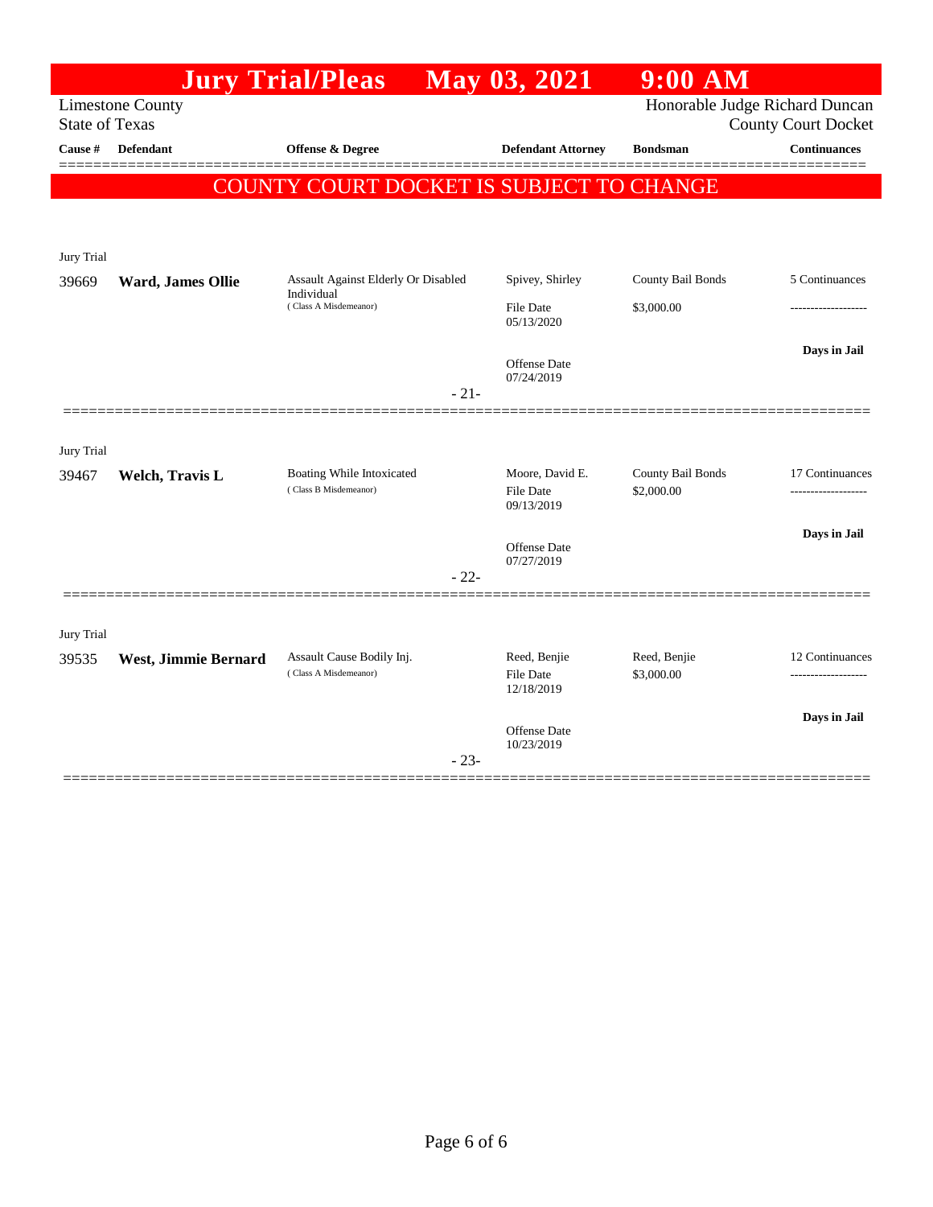# Jury Trial/Pleas May 03, 2021 9:00 AM

Limestone County
State of Texas

Honorable Judge Richard Duncan
County Court Docket

| Cause # | Defendant | Offense & Degree | Defendant Attorney | Bondsman | Continuances |
|---|---|---|---|---|---|

## COUNTY COURT DOCKET IS SUBJECT TO CHANGE

Jury Trial

| Cause # | Defendant | Offense & Degree | Defendant Attorney | Bondsman | Continuances |
|---|---|---|---|---|---|
| 39669 | **Ward, James Ollie** | Assault Against Elderly Or Disabled Individual (Class A Misdemeanor) | Spivey, Shirley<br>File Date 05/13/2020<br>Offense Date 07/24/2019 | County Bail Bonds<br>$3,000.00 | 5 Continuances<br>-------------------<br>**Days in Jail** |

- 21-

Jury Trial

| Cause # | Defendant | Offense & Degree | Defendant Attorney | Bondsman | Continuances |
|---|---|---|---|---|---|
| 39467 | **Welch, Travis L** | Boating While Intoxicated (Class B Misdemeanor) | Moore, David E.<br>File Date 09/13/2019<br>Offense Date 07/27/2019 | County Bail Bonds<br>$2,000.00 | 17 Continuances<br>-------------------<br>**Days in Jail** |

- 22-

Jury Trial

| Cause # | Defendant | Offense & Degree | Defendant Attorney | Bondsman | Continuances |
|---|---|---|---|---|---|
| 39535 | **West, Jimmie Bernard** | Assault Cause Bodily Inj. (Class A Misdemeanor) | Reed, Benjie<br>File Date 12/18/2019<br>Offense Date 10/23/2019 | Reed, Benjie<br>$3,000.00 | 12 Continuances<br>-------------------<br>**Days in Jail** |

- 23-